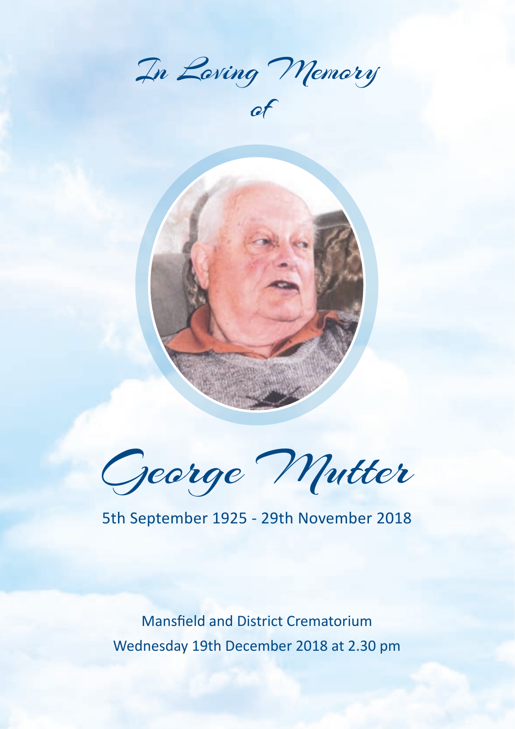*In Loving Memory*

*of*

# George Mutter

5th September 1925 - 29th November 2018

Mansfield and District Crematorium

Wednesday 19th December 2018 at 2.30 pm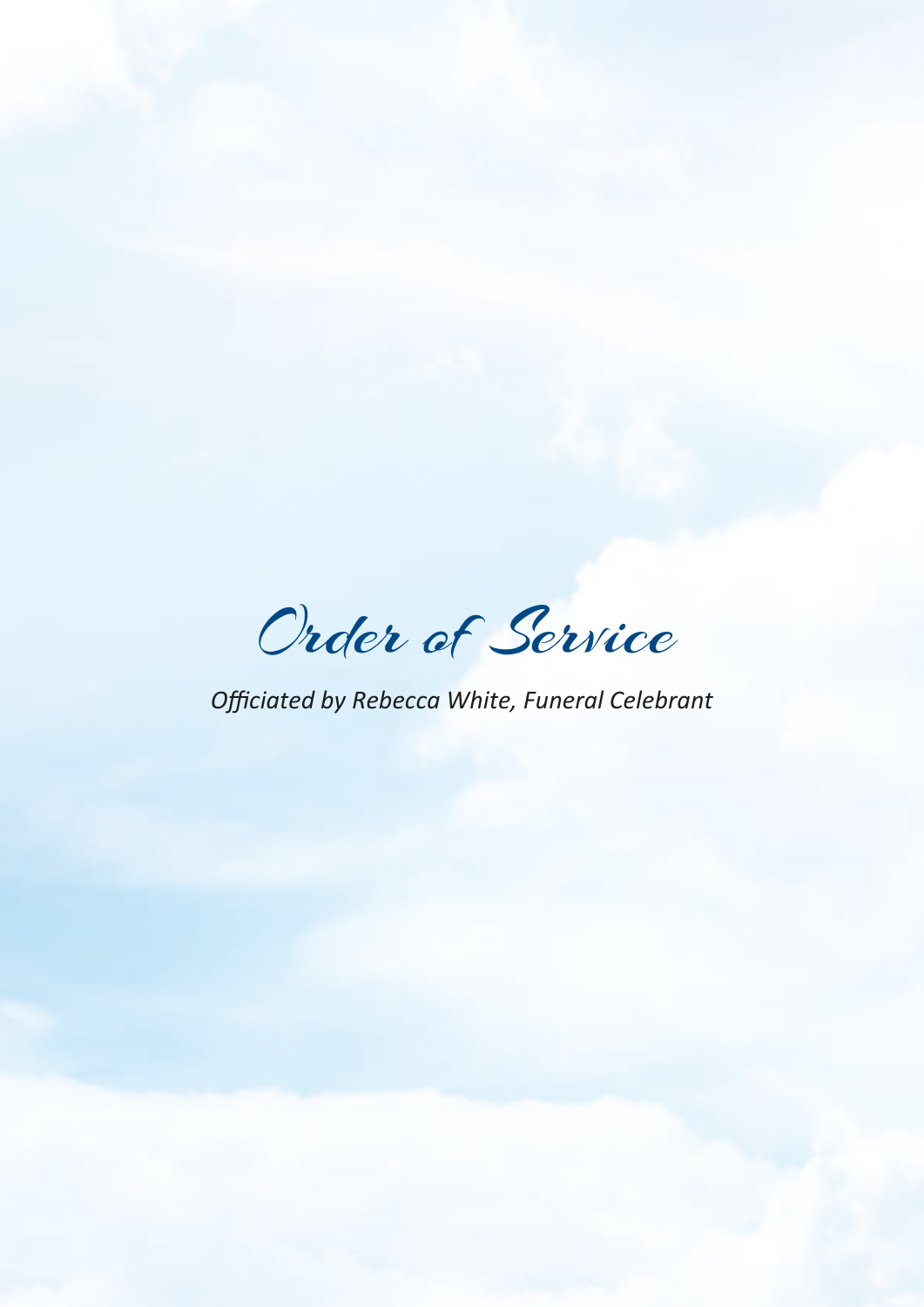# Order of Service

*Officiated by Rebecca White, Funeral Celebrant*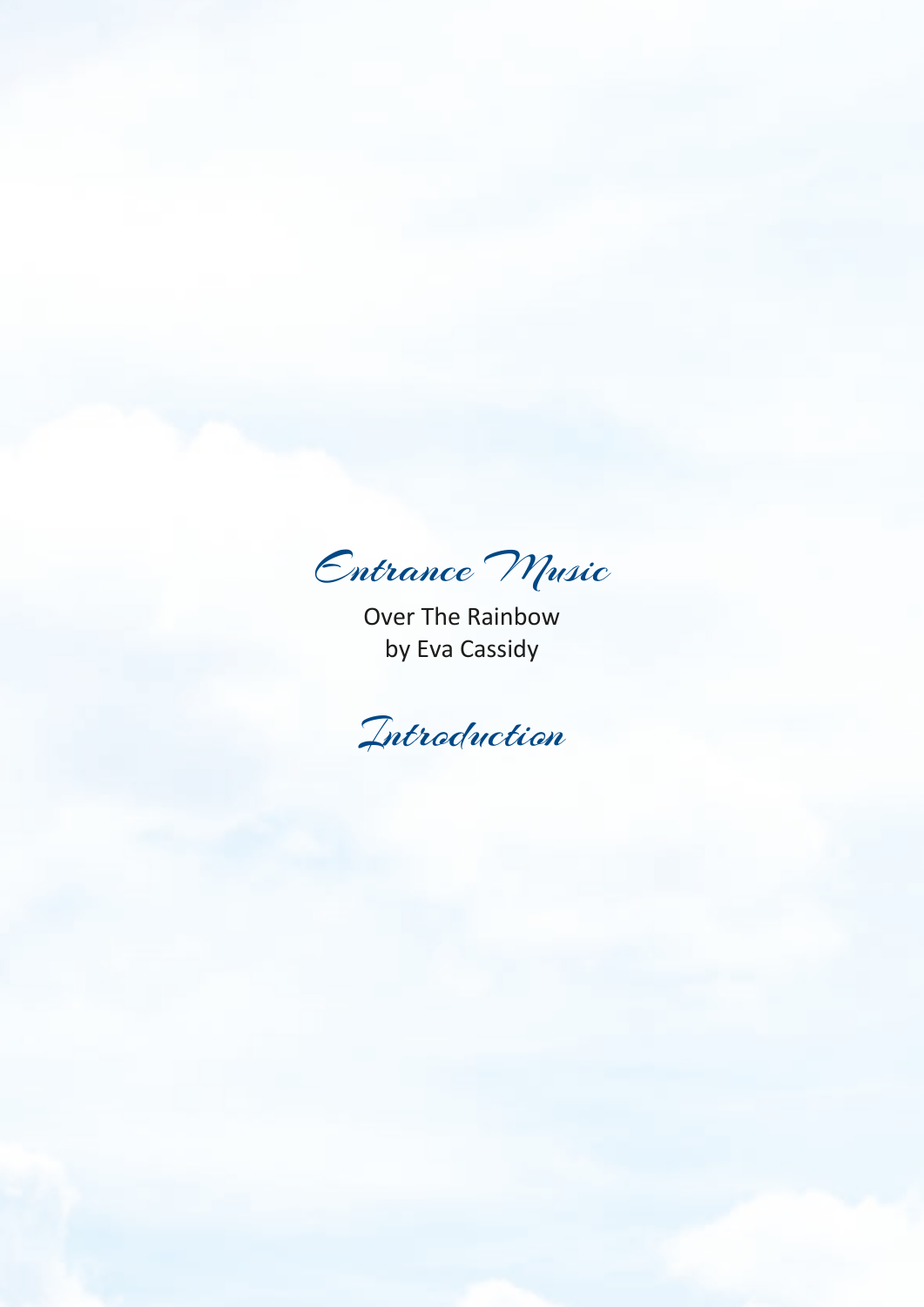## Entrance Music

Over The Rainbow
by Eva Cassidy

## Introduction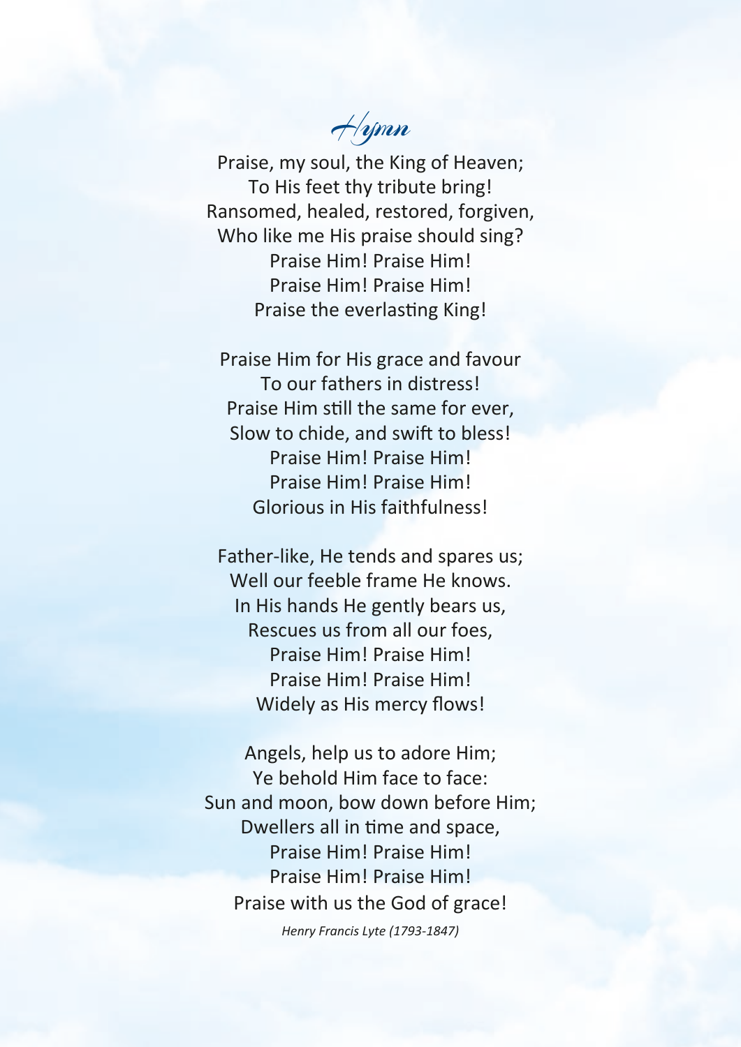# Hymn

Praise, my soul, the King of Heaven;
To His feet thy tribute bring!
Ransomed, healed, restored, forgiven,
Who like me His praise should sing?
Praise Him! Praise Him!
Praise Him! Praise Him!
Praise the everlasting King!

Praise Him for His grace and favour
To our fathers in distress!
Praise Him still the same for ever,
Slow to chide, and swift to bless!
Praise Him! Praise Him!
Praise Him! Praise Him!
Glorious in His faithfulness!

Father-like, He tends and spares us;
Well our feeble frame He knows.
In His hands He gently bears us,
Rescues us from all our foes,
Praise Him! Praise Him!
Praise Him! Praise Him!
Widely as His mercy flows!

Angels, help us to adore Him;
Ye behold Him face to face:
Sun and moon, bow down before Him;
Dwellers all in time and space,
Praise Him! Praise Him!
Praise Him! Praise Him!
Praise with us the God of grace!

*Henry Francis Lyte (1793-1847)*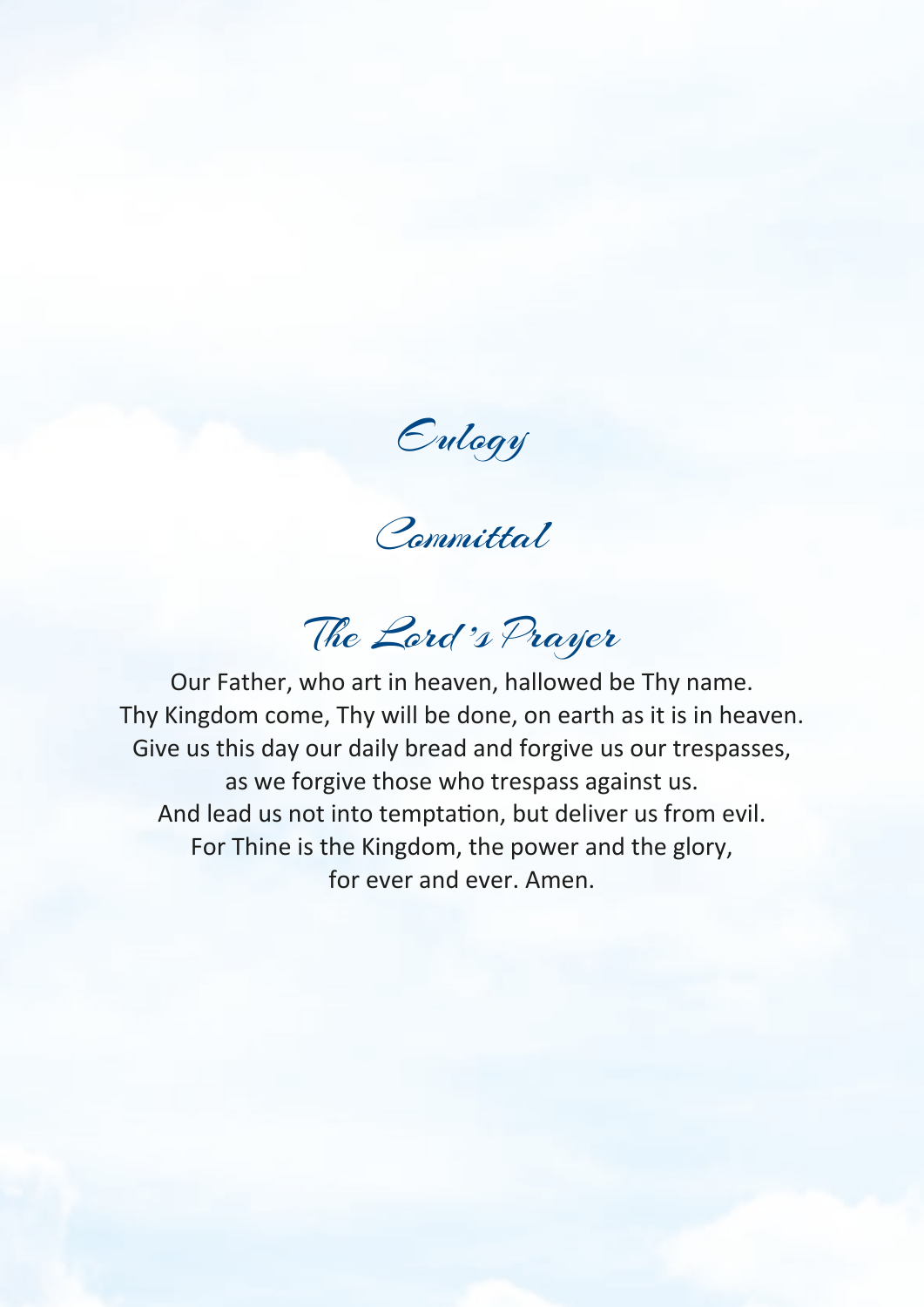## Eulogy

## Committal

## The Lord's Prayer

Our Father, who art in heaven, hallowed be Thy name.
Thy Kingdom come, Thy will be done, on earth as it is in heaven.
Give us this day our daily bread and forgive us our trespasses,
as we forgive those who trespass against us.
And lead us not into temptation, but deliver us from evil.
For Thine is the Kingdom, the power and the glory,
for ever and ever. Amen.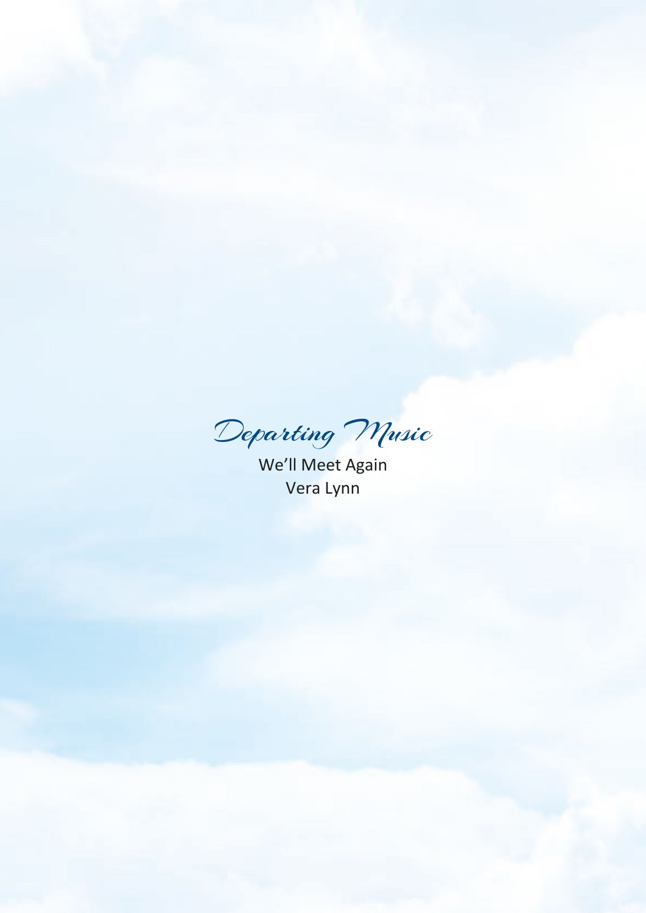## *Departing Music*

We'll Meet Again
Vera Lynn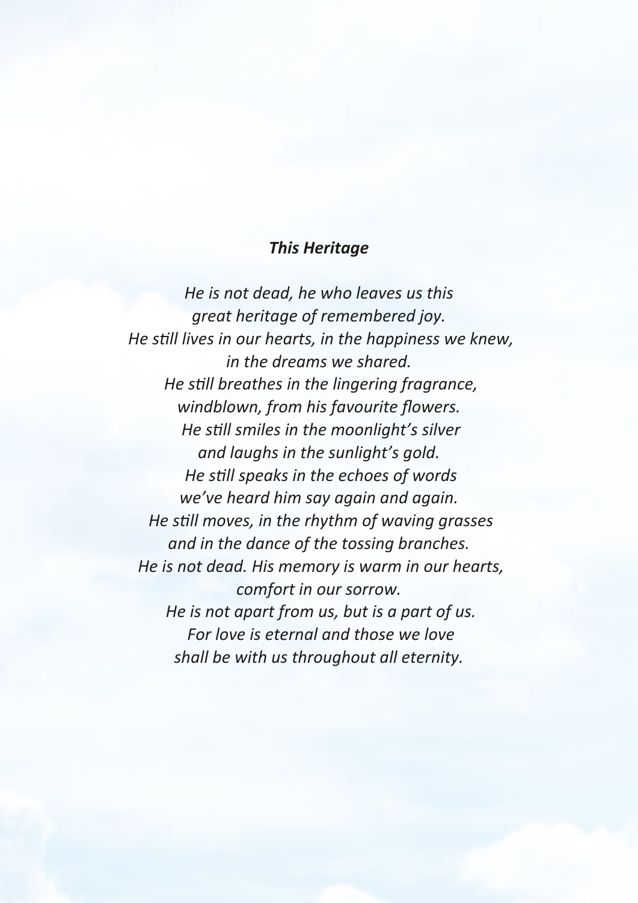***This Heritage***

*He is not dead, he who leaves us this*
*great heritage of remembered joy.*
*He still lives in our hearts, in the happiness we knew,*
*in the dreams we shared.*
*He still breathes in the lingering fragrance,*
*windblown, from his favourite flowers.*
*He still smiles in the moonlight's silver*
*and laughs in the sunlight's gold.*
*He still speaks in the echoes of words*
*we've heard him say again and again.*
*He still moves, in the rhythm of waving grasses*
*and in the dance of the tossing branches.*
*He is not dead. His memory is warm in our hearts,*
*comfort in our sorrow.*
*He is not apart from us, but is a part of us.*
*For love is eternal and those we love*
*shall be with us throughout all eternity.*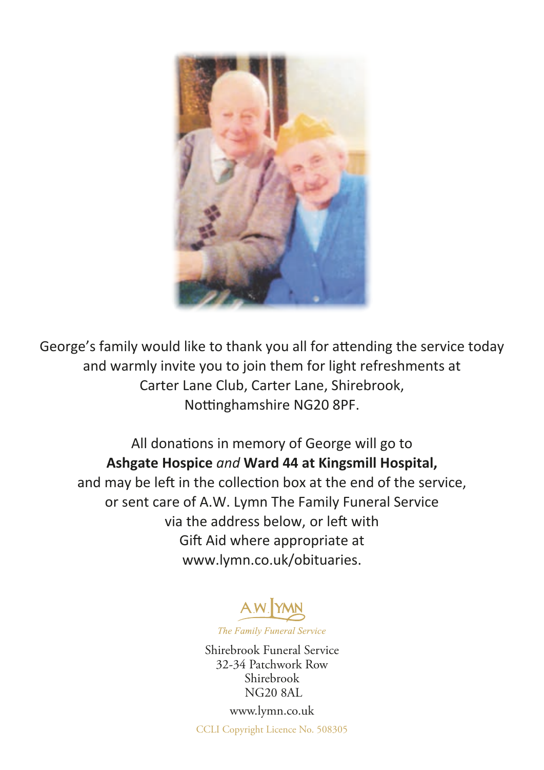George's family would like to thank you all for attending the service today and warmly invite you to join them for light refreshments at Carter Lane Club, Carter Lane, Shirebrook, Nottinghamshire NG20 8PF.

All donations in memory of George will go to **Ashgate Hospice** *and* **Ward 44 at Kingsmill Hospital,** and may be left in the collection box at the end of the service, or sent care of A.W. Lymn The Family Funeral Service via the address below, or left with Gift Aid where appropriate at www.lymn.co.uk/obituaries.

A.W. LYMN

*The Family Funeral Service*

Shirebrook Funeral Service
32-34 Patchwork Row
Shirebrook
NG20 8AL

www.lymn.co.uk

CCLI Copyright Licence No. 508305